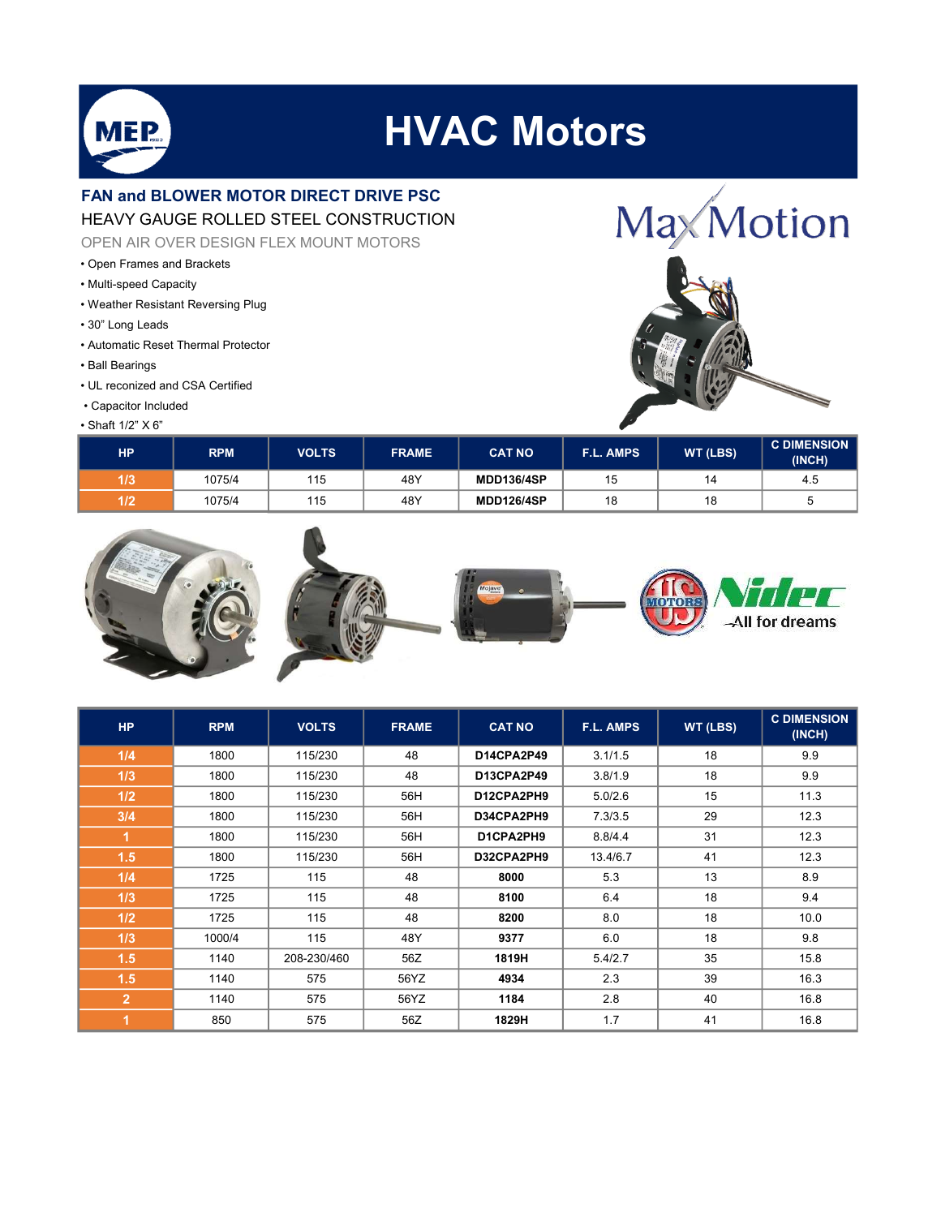# HVAC Motors

## FAN and BLOWER MOTOR DIRECT DRIVE PSC

HEAVY GAUGE ROLLED STEEL CONSTRUCTION

OPEN AIR OVER DESIGN FLEX MOUNT MOTORS

- Open Frames and Brackets
- Multi-speed Capacity
- Weather Resistant Reversing Plug
- 30" Long Leads
- Automatic Reset Thermal Protector
- Ball Bearings
- UL reconized and CSA Certified
- Capacitor Included
- Shaft 1/2" X 6"

| HP | RPM | VOLTS | FRAME | CAT NO | F.L. AMPS | WT (LBS) | C DIMENSION (INCH) |
|---|---|---|---|---|---|---|---|
| 1/3 | 1075/4 | 115 | 48Y | **MDD136/4SP** | 15 | 14 | 4.5 |
| 1/2 | 1075/4 | 115 | 48Y | **MDD126/4SP** | 18 | 18 | 5 |

| HP | RPM | VOLTS | FRAME | CAT NO | F.L. AMPS | WT (LBS) | C DIMENSION (INCH) |
|---|---|---|---|---|---|---|---|
| 1/4 | 1800 | 115/230 | 48 | **D14CPA2P49** | 3.1/1.5 | 18 | 9.9 |
| 1/3 | 1800 | 115/230 | 48 | **D13CPA2P49** | 3.8/1.9 | 18 | 9.9 |
| 1/2 | 1800 | 115/230 | 56H | **D12CPA2PH9** | 5.0/2.6 | 15 | 11.3 |
| 3/4 | 1800 | 115/230 | 56H | **D34CPA2PH9** | 7.3/3.5 | 29 | 12.3 |
| 1 | 1800 | 115/230 | 56H | **D1CPA2PH9** | 8.8/4.4 | 31 | 12.3 |
| 1.5 | 1800 | 115/230 | 56H | **D32CPA2PH9** | 13.4/6.7 | 41 | 12.3 |
| 1/4 | 1725 | 115 | 48 | **8000** | 5.3 | 13 | 8.9 |
| 1/3 | 1725 | 115 | 48 | **8100** | 6.4 | 18 | 9.4 |
| 1/2 | 1725 | 115 | 48 | **8200** | 8.0 | 18 | 10.0 |
| 1/3 | 1000/4 | 115 | 48Y | **9377** | 6.0 | 18 | 9.8 |
| 1.5 | 1140 | 208-230/460 | 56Z | **1819H** | 5.4/2.7 | 35 | 15.8 |
| 1.5 | 1140 | 575 | 56YZ | **4934** | 2.3 | 39 | 16.3 |
| 2 | 1140 | 575 | 56YZ | **1184** | 2.8 | 40 | 16.8 |
| 1 | 850 | 575 | 56Z | **1829H** | 1.7 | 41 | 16.8 |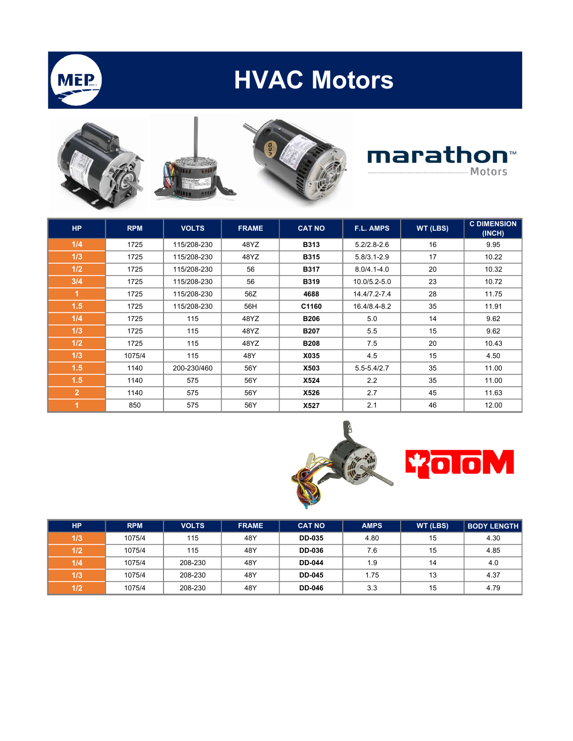# HVAC Motors

marathon™ Motors

| HP | RPM | VOLTS | FRAME | CAT NO | F.L. AMPS | WT (LBS) | C DIMENSION (INCH) |
|---|---|---|---|---|---|---|---|
| 1/4 | 1725 | 115/208-230 | 48YZ | **B313** | 5.2/2.8-2.6 | 16 | 9.95 |
| 1/3 | 1725 | 115/208-230 | 48YZ | **B315** | 5.8/3.1-2.9 | 17 | 10.22 |
| 1/2 | 1725 | 115/208-230 | 56 | **B317** | 8.0/4.1-4.0 | 20 | 10.32 |
| 3/4 | 1725 | 115/208-230 | 56 | **B319** | 10.0/5.2-5.0 | 23 | 10.72 |
| 1 | 1725 | 115/208-230 | 56Z | **4688** | 14.4/7.2-7.4 | 28 | 11.75 |
| 1.5 | 1725 | 115/208-230 | 56H | **C1160** | 16.4/8.4-8.2 | 35 | 11.91 |
| 1/4 | 1725 | 115 | 48YZ | **B206** | 5.0 | 14 | 9.62 |
| 1/3 | 1725 | 115 | 48YZ | **B207** | 5.5 | 15 | 9.62 |
| 1/2 | 1725 | 115 | 48YZ | **B208** | 7.5 | 20 | 10.43 |
| 1/3 | 1075/4 | 115 | 48Y | **X035** | 4.5 | 15 | 4.50 |
| 1.5 | 1140 | 200-230/460 | 56Y | **X503** | 5.5-5.4/2.7 | 35 | 11.00 |
| 1.5 | 1140 | 575 | 56Y | **X524** | 2.2 | 35 | 11.00 |
| 2 | 1140 | 575 | 56Y | **X526** | 2.7 | 45 | 11.63 |
| 1 | 850 | 575 | 56Y | **X527** | 2.1 | 46 | 12.00 |

ROTOM

| HP | RPM | VOLTS | FRAME | CAT NO | AMPS | WT (LBS) | BODY LENGTH |
|---|---|---|---|---|---|---|---|
| 1/3 | 1075/4 | 115 | 48Y | **DD-035** | 4.80 | 15 | 4.30 |
| 1/2 | 1075/4 | 115 | 48Y | **DD-036** | 7.6 | 15 | 4.85 |
| 1/4 | 1075/4 | 208-230 | 48Y | **DD-044** | 1.9 | 14 | 4.0 |
| 1/3 | 1075/4 | 208-230 | 48Y | **DD-045** | 1.75 | 13 | 4.37 |
| 1/2 | 1075/4 | 208-230 | 48Y | **DD-046** | 3.3 | 15 | 4.79 |